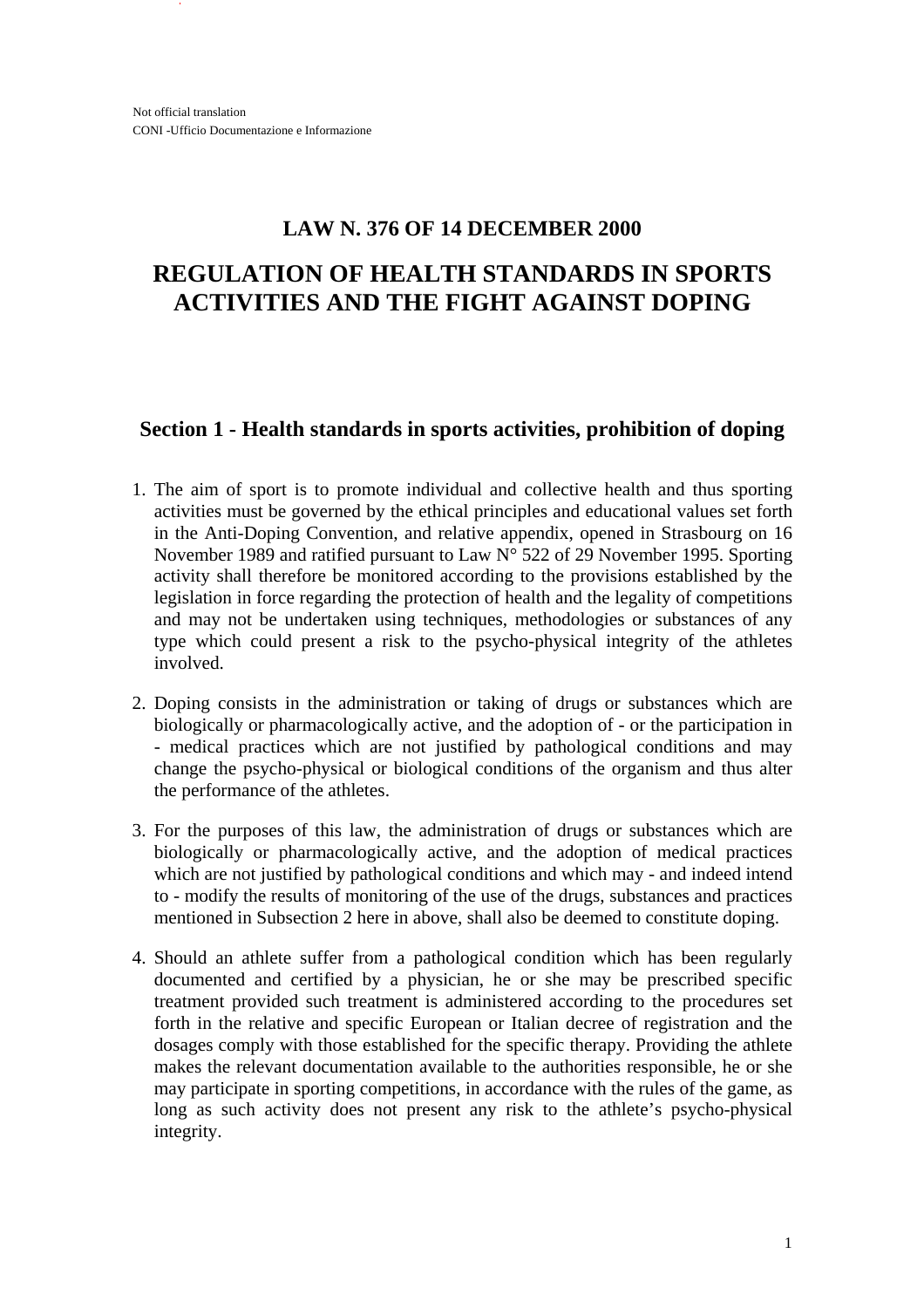Not official translation
CONI -Ufficio Documentazione e Informazione

# LAW N. 376 OF 14 DECEMBER 2000

# REGULATION OF HEALTH STANDARDS IN SPORTS ACTIVITIES AND THE FIGHT AGAINST DOPING

## Section 1 - Health standards in sports activities, prohibition of doping

1. The aim of sport is to promote individual and collective health and thus sporting activities must be governed by the ethical principles and educational values set forth in the Anti-Doping Convention, and relative appendix, opened in Strasbourg on 16 November 1989 and ratified pursuant to Law N° 522 of 29 November 1995. Sporting activity shall therefore be monitored according to the provisions established by the legislation in force regarding the protection of health and the legality of competitions and may not be undertaken using techniques, methodologies or substances of any type which could present a risk to the psycho-physical integrity of the athletes involved.

2. Doping consists in the administration or taking of drugs or substances which are biologically or pharmacologically active, and the adoption of - or the participation in - medical practices which are not justified by pathological conditions and may change the psycho-physical or biological conditions of the organism and thus alter the performance of the athletes.

3. For the purposes of this law, the administration of drugs or substances which are biologically or pharmacologically active, and the adoption of medical practices which are not justified by pathological conditions and which may - and indeed intend to - modify the results of monitoring of the use of the drugs, substances and practices mentioned in Subsection 2 here in above, shall also be deemed to constitute doping.

4. Should an athlete suffer from a pathological condition which has been regularly documented and certified by a physician, he or she may be prescribed specific treatment provided such treatment is administered according to the procedures set forth in the relative and specific European or Italian decree of registration and the dosages comply with those established for the specific therapy. Providing the athlete makes the relevant documentation available to the authorities responsible, he or she may participate in sporting competitions, in accordance with the rules of the game, as long as such activity does not present any risk to the athlete's psycho-physical integrity.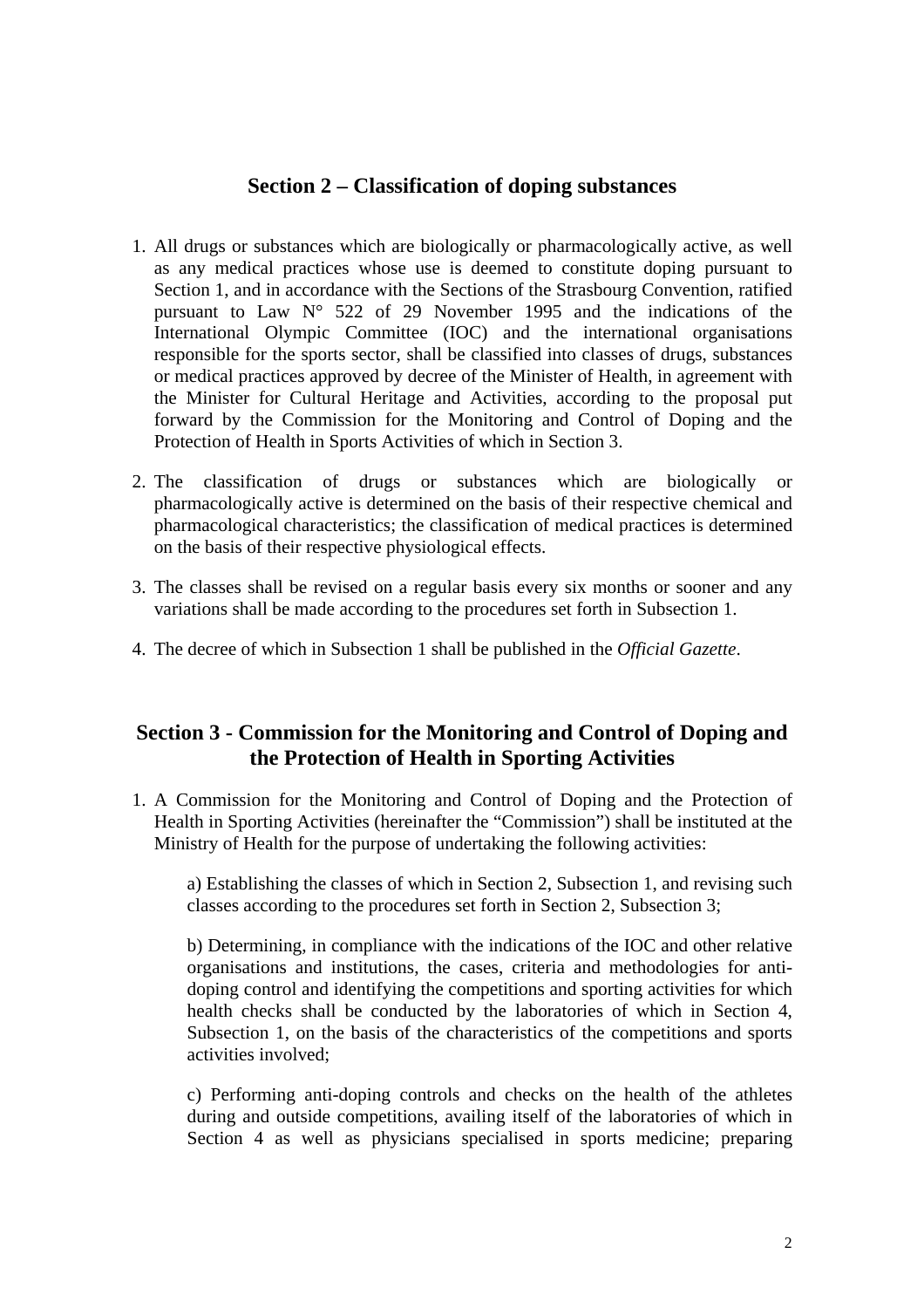## Section 2 – Classification of doping substances

1. All drugs or substances which are biologically or pharmacologically active, as well as any medical practices whose use is deemed to constitute doping pursuant to Section 1, and in accordance with the Sections of the Strasbourg Convention, ratified pursuant to Law N° 522 of 29 November 1995 and the indications of the International Olympic Committee (IOC) and the international organisations responsible for the sports sector, shall be classified into classes of drugs, substances or medical practices approved by decree of the Minister of Health, in agreement with the Minister for Cultural Heritage and Activities, according to the proposal put forward by the Commission for the Monitoring and Control of Doping and the Protection of Health in Sports Activities of which in Section 3.

2. The classification of drugs or substances which are biologically or pharmacologically active is determined on the basis of their respective chemical and pharmacological characteristics; the classification of medical practices is determined on the basis of their respective physiological effects.

3. The classes shall be revised on a regular basis every six months or sooner and any variations shall be made according to the procedures set forth in Subsection 1.

4. The decree of which in Subsection 1 shall be published in the *Official Gazette*.

## Section 3 - Commission for the Monitoring and Control of Doping and the Protection of Health in Sporting Activities

1. A Commission for the Monitoring and Control of Doping and the Protection of Health in Sporting Activities (hereinafter the "Commission") shall be instituted at the Ministry of Health for the purpose of undertaking the following activities:

   a) Establishing the classes of which in Section 2, Subsection 1, and revising such classes according to the procedures set forth in Section 2, Subsection 3;

   b) Determining, in compliance with the indications of the IOC and other relative organisations and institutions, the cases, criteria and methodologies for anti-doping control and identifying the competitions and sporting activities for which health checks shall be conducted by the laboratories of which in Section 4, Subsection 1, on the basis of the characteristics of the competitions and sports activities involved;

   c) Performing anti-doping controls and checks on the health of the athletes during and outside competitions, availing itself of the laboratories of which in Section 4 as well as physicians specialised in sports medicine; preparing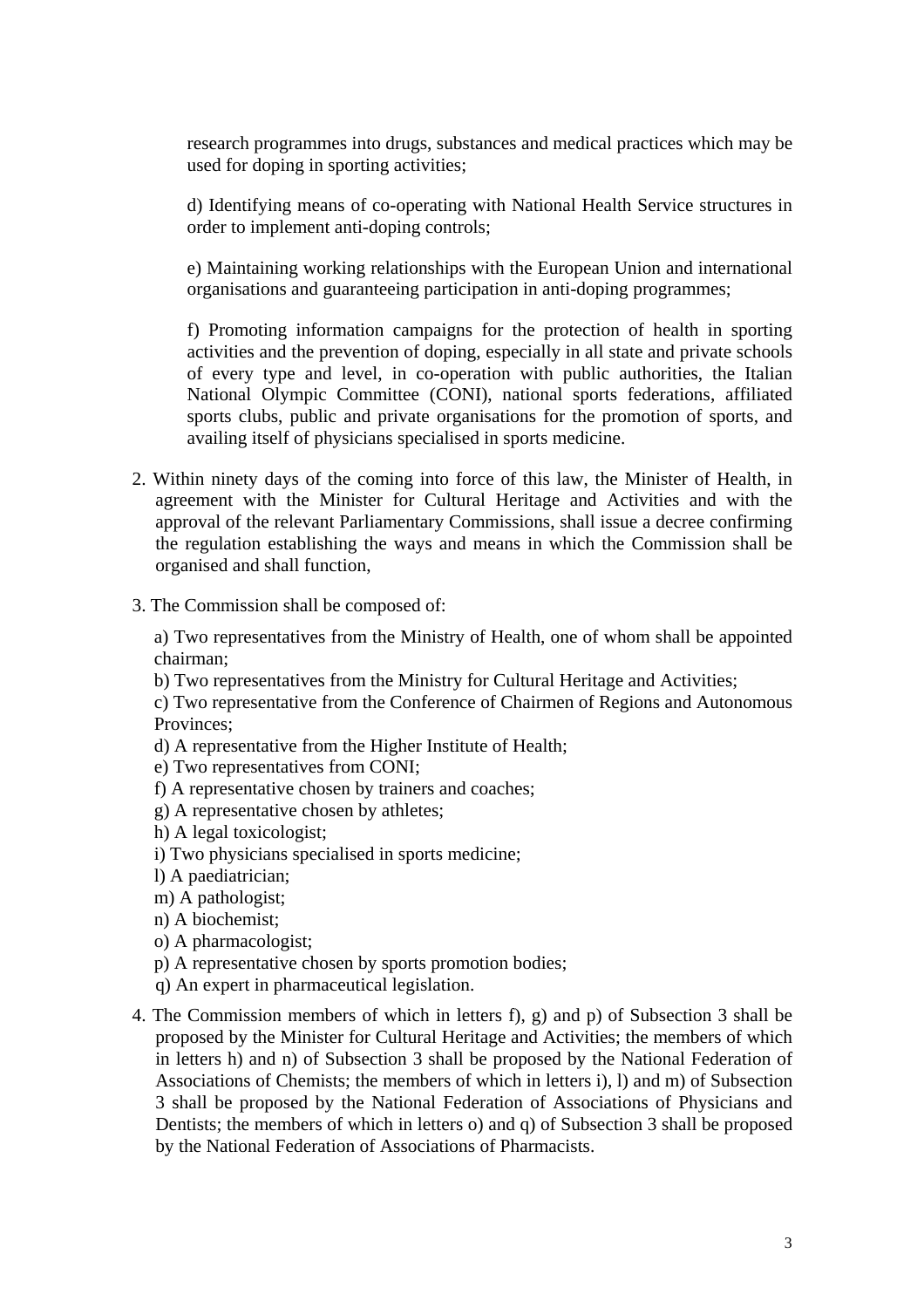research programmes into drugs, substances and medical practices which may be used for doping in sporting activities;

d) Identifying means of co-operating with National Health Service structures in order to implement anti-doping controls;

e) Maintaining working relationships with the European Union and international organisations and guaranteeing participation in anti-doping programmes;

f) Promoting information campaigns for the protection of health in sporting activities and the prevention of doping, especially in all state and private schools of every type and level, in co-operation with public authorities, the Italian National Olympic Committee (CONI), national sports federations, affiliated sports clubs, public and private organisations for the promotion of sports, and availing itself of physicians specialised in sports medicine.

2. Within ninety days of the coming into force of this law, the Minister of Health, in agreement with the Minister for Cultural Heritage and Activities and with the approval of the relevant Parliamentary Commissions, shall issue a decree confirming the regulation establishing the ways and means in which the Commission shall be organised and shall function,

3. The Commission shall be composed of:

a) Two representatives from the Ministry of Health, one of whom shall be appointed chairman;
b) Two representatives from the Ministry for Cultural Heritage and Activities;
c) Two representative from the Conference of Chairmen of Regions and Autonomous Provinces;
d) A representative from the Higher Institute of Health;
e) Two representatives from CONI;
f) A representative chosen by trainers and coaches;
g) A representative chosen by athletes;
h) A legal toxicologist;
i) Two physicians specialised in sports medicine;
l) A paediatrician;
m) A pathologist;
n) A biochemist;
o) A pharmacologist;
p) A representative chosen by sports promotion bodies;
q) An expert in pharmaceutical legislation.

4. The Commission members of which in letters f), g) and p) of Subsection 3 shall be proposed by the Minister for Cultural Heritage and Activities; the members of which in letters h) and n) of Subsection 3 shall be proposed by the National Federation of Associations of Chemists; the members of which in letters i), l) and m) of Subsection 3 shall be proposed by the National Federation of Associations of Physicians and Dentists; the members of which in letters o) and q) of Subsection 3 shall be proposed by the National Federation of Associations of Pharmacists.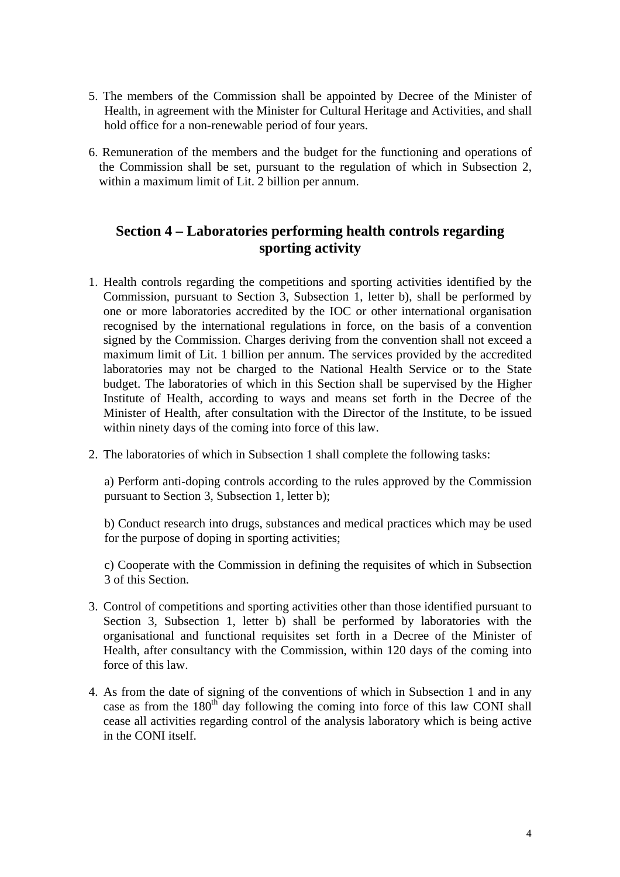5. The members of the Commission shall be appointed by Decree of the Minister of Health, in agreement with the Minister for Cultural Heritage and Activities, and shall hold office for a non-renewable period of four years.

6. Remuneration of the members and the budget for the functioning and operations of the Commission shall be set, pursuant to the regulation of which in Subsection 2, within a maximum limit of Lit. 2 billion per annum.

## Section 4 – Laboratories performing health controls regarding sporting activity

1. Health controls regarding the competitions and sporting activities identified by the Commission, pursuant to Section 3, Subsection 1, letter b), shall be performed by one or more laboratories accredited by the IOC or other international organisation recognised by the international regulations in force, on the basis of a convention signed by the Commission. Charges deriving from the convention shall not exceed a maximum limit of Lit. 1 billion per annum. The services provided by the accredited laboratories may not be charged to the National Health Service or to the State budget. The laboratories of which in this Section shall be supervised by the Higher Institute of Health, according to ways and means set forth in the Decree of the Minister of Health, after consultation with the Director of the Institute, to be issued within ninety days of the coming into force of this law.

2. The laboratories of which in Subsection 1 shall complete the following tasks:

   a) Perform anti-doping controls according to the rules approved by the Commission pursuant to Section 3, Subsection 1, letter b);

   b) Conduct research into drugs, substances and medical practices which may be used for the purpose of doping in sporting activities;

   c) Cooperate with the Commission in defining the requisites of which in Subsection 3 of this Section.

3. Control of competitions and sporting activities other than those identified pursuant to Section 3, Subsection 1, letter b) shall be performed by laboratories with the organisational and functional requisites set forth in a Decree of the Minister of Health, after consultancy with the Commission, within 120 days of the coming into force of this law.

4. As from the date of signing of the conventions of which in Subsection 1 and in any case as from the 180th day following the coming into force of this law CONI shall cease all activities regarding control of the analysis laboratory which is being active in the CONI itself.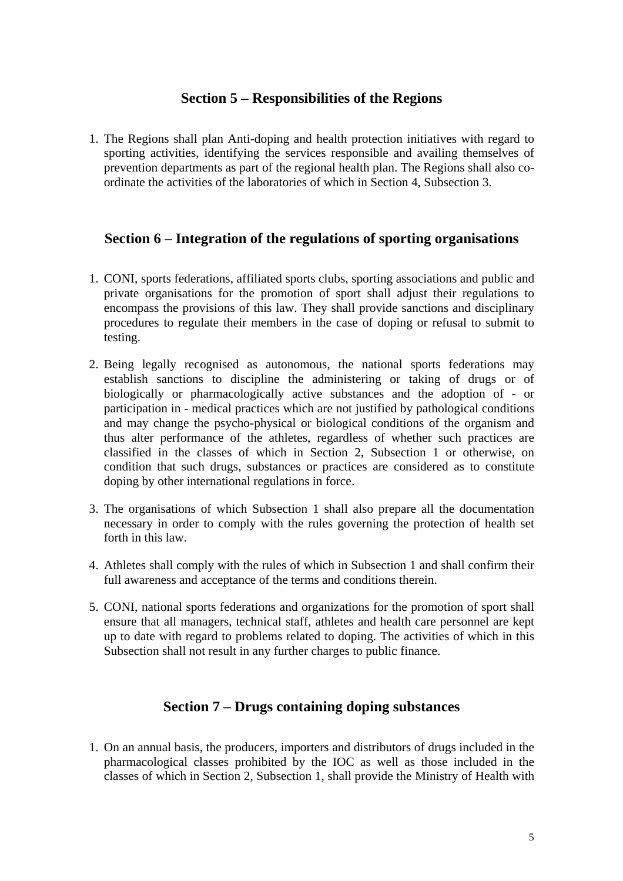## Section 5 – Responsibilities of the Regions

1. The Regions shall plan Anti-doping and health protection initiatives with regard to sporting activities, identifying the services responsible and availing themselves of prevention departments as part of the regional health plan. The Regions shall also co-ordinate the activities of the laboratories of which in Section 4, Subsection 3.

## Section 6 – Integration of the regulations of sporting organisations

1. CONI, sports federations, affiliated sports clubs, sporting associations and public and private organisations for the promotion of sport shall adjust their regulations to encompass the provisions of this law. They shall provide sanctions and disciplinary procedures to regulate their members in the case of doping or refusal to submit to testing.
2. Being legally recognised as autonomous, the national sports federations may establish sanctions to discipline the administering or taking of drugs or of biologically or pharmacologically active substances and the adoption of - or participation in - medical practices which are not justified by pathological conditions and may change the psycho-physical or biological conditions of the organism and thus alter performance of the athletes, regardless of whether such practices are classified in the classes of which in Section 2, Subsection 1 or otherwise, on condition that such drugs, substances or practices are considered as to constitute doping by other international regulations in force.
3. The organisations of which Subsection 1 shall also prepare all the documentation necessary in order to comply with the rules governing the protection of health set forth in this law.
4. Athletes shall comply with the rules of which in Subsection 1 and shall confirm their full awareness and acceptance of the terms and conditions therein.
5. CONI, national sports federations and organizations for the promotion of sport shall ensure that all managers, technical staff, athletes and health care personnel are kept up to date with regard to problems related to doping. The activities of which in this Subsection shall not result in any further charges to public finance.

## Section 7 – Drugs containing doping substances

1. On an annual basis, the producers, importers and distributors of drugs included in the pharmacological classes prohibited by the IOC as well as those included in the classes of which in Section 2, Subsection 1, shall provide the Ministry of Health with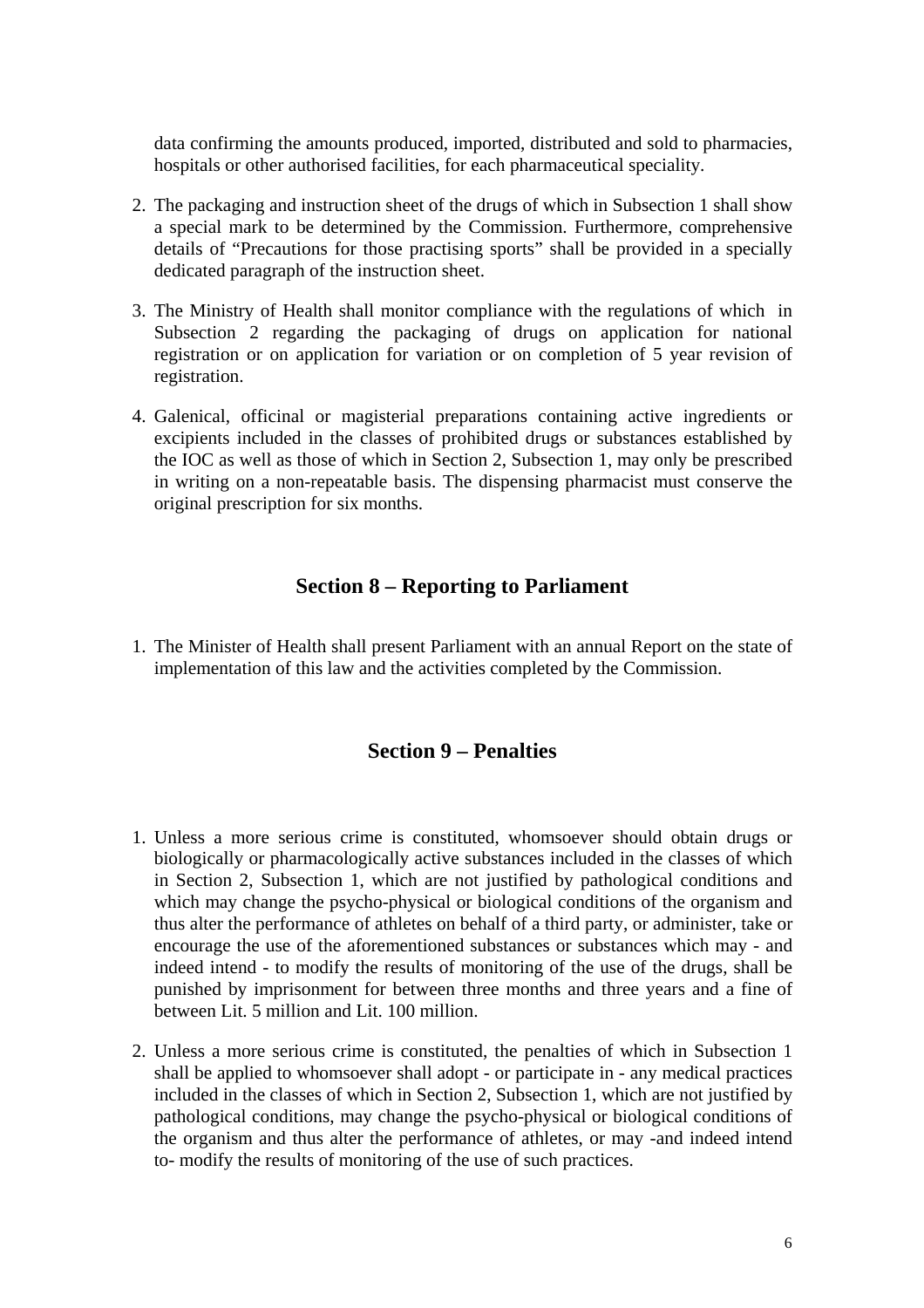data confirming the amounts produced, imported, distributed and sold to pharmacies, hospitals or other authorised facilities, for each pharmaceutical speciality.

2. The packaging and instruction sheet of the drugs of which in Subsection 1 shall show a special mark to be determined by the Commission. Furthermore, comprehensive details of "Precautions for those practising sports" shall be provided in a specially dedicated paragraph of the instruction sheet.

3. The Ministry of Health shall monitor compliance with the regulations of which in Subsection 2 regarding the packaging of drugs on application for national registration or on application for variation or on completion of 5 year revision of registration.

4. Galenical, officinal or magisterial preparations containing active ingredients or excipients included in the classes of prohibited drugs or substances established by the IOC as well as those of which in Section 2, Subsection 1, may only be prescribed in writing on a non-repeatable basis. The dispensing pharmacist must conserve the original prescription for six months.

## Section 8 – Reporting to Parliament

1. The Minister of Health shall present Parliament with an annual Report on the state of implementation of this law and the activities completed by the Commission.

## Section 9 – Penalties

1. Unless a more serious crime is constituted, whomsoever should obtain drugs or biologically or pharmacologically active substances included in the classes of which in Section 2, Subsection 1, which are not justified by pathological conditions and which may change the psycho-physical or biological conditions of the organism and thus alter the performance of athletes on behalf of a third party, or administer, take or encourage the use of the aforementioned substances or substances which may - and indeed intend - to modify the results of monitoring of the use of the drugs, shall be punished by imprisonment for between three months and three years and a fine of between Lit. 5 million and Lit. 100 million.

2. Unless a more serious crime is constituted, the penalties of which in Subsection 1 shall be applied to whomsoever shall adopt - or participate in - any medical practices included in the classes of which in Section 2, Subsection 1, which are not justified by pathological conditions, may change the psycho-physical or biological conditions of the organism and thus alter the performance of athletes, or may -and indeed intend to- modify the results of monitoring of the use of such practices.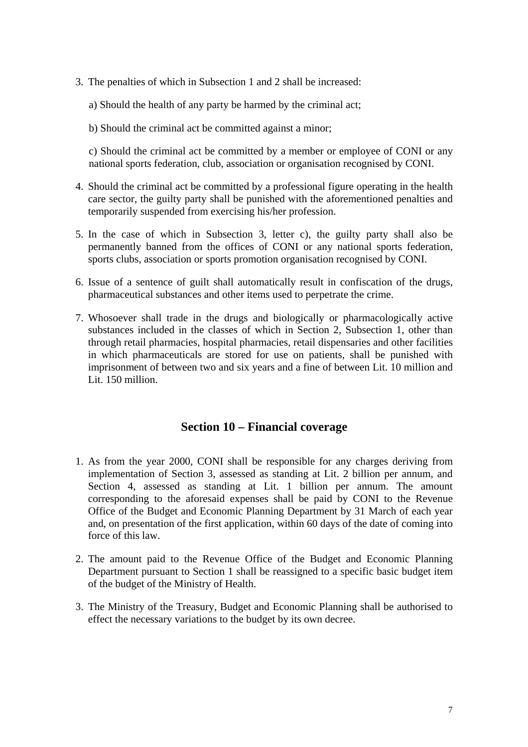3. The penalties of which in Subsection 1 and 2 shall be increased:

   a) Should the health of any party be harmed by the criminal act;

   b) Should the criminal act be committed against a minor;

   c) Should the criminal act be committed by a member or employee of CONI or any national sports federation, club, association or organisation recognised by CONI.

4. Should the criminal act be committed by a professional figure operating in the health care sector, the guilty party shall be punished with the aforementioned penalties and temporarily suspended from exercising his/her profession.

5. In the case of which in Subsection 3, letter c), the guilty party shall also be permanently banned from the offices of CONI or any national sports federation, sports clubs, association or sports promotion organisation recognised by CONI.

6. Issue of a sentence of guilt shall automatically result in confiscation of the drugs, pharmaceutical substances and other items used to perpetrate the crime.

7. Whosoever shall trade in the drugs and biologically or pharmacologically active substances included in the classes of which in Section 2, Subsection 1, other than through retail pharmacies, hospital pharmacies, retail dispensaries and other facilities in which pharmaceuticals are stored for use on patients, shall be punished with imprisonment of between two and six years and a fine of between Lit. 10 million and Lit. 150 million.

## Section 10 – Financial coverage

1. As from the year 2000, CONI shall be responsible for any charges deriving from implementation of Section 3, assessed as standing at Lit. 2 billion per annum, and Section 4, assessed as standing at Lit. 1 billion per annum. The amount corresponding to the aforesaid expenses shall be paid by CONI to the Revenue Office of the Budget and Economic Planning Department by 31 March of each year and, on presentation of the first application, within 60 days of the date of coming into force of this law.

2. The amount paid to the Revenue Office of the Budget and Economic Planning Department pursuant to Section 1 shall be reassigned to a specific basic budget item of the budget of the Ministry of Health.

3. The Ministry of the Treasury, Budget and Economic Planning shall be authorised to effect the necessary variations to the budget by its own decree.